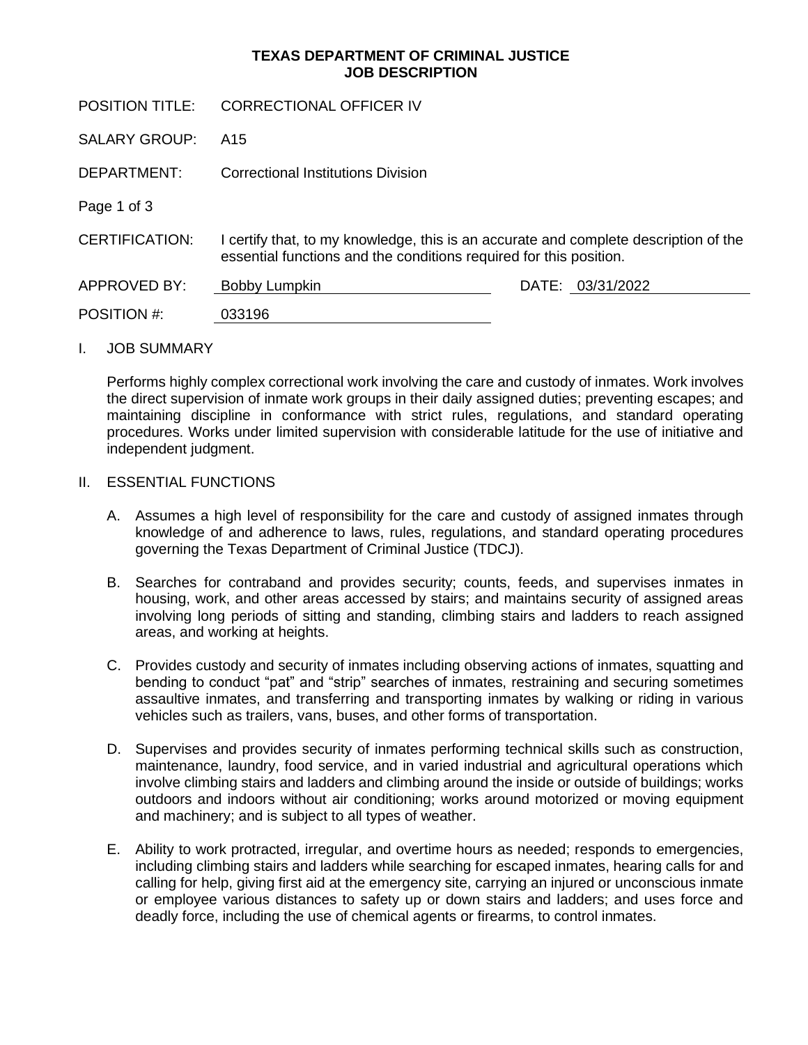**TEXAS DEPARTMENT OF CRIMINAL JUSTICE**
**JOB DESCRIPTION**

POSITION TITLE: CORRECTIONAL OFFICER IV

SALARY GROUP: A15

DEPARTMENT: Correctional Institutions Division

CERTIFICATION: I certify that, to my knowledge, this is an accurate and complete description of the essential functions and the conditions required for this position.

APPROVED BY: Bobby Lumpkin DATE: 03/31/2022

POSITION #: 033196

## I. JOB SUMMARY

Performs highly complex correctional work involving the care and custody of inmates. Work involves the direct supervision of inmate work groups in their daily assigned duties; preventing escapes; and maintaining discipline in conformance with strict rules, regulations, and standard operating procedures. Works under limited supervision with considerable latitude for the use of initiative and independent judgment.

## II. ESSENTIAL FUNCTIONS

A. Assumes a high level of responsibility for the care and custody of assigned inmates through knowledge of and adherence to laws, rules, regulations, and standard operating procedures governing the Texas Department of Criminal Justice (TDCJ).

B. Searches for contraband and provides security; counts, feeds, and supervises inmates in housing, work, and other areas accessed by stairs; and maintains security of assigned areas involving long periods of sitting and standing, climbing stairs and ladders to reach assigned areas, and working at heights.

C. Provides custody and security of inmates including observing actions of inmates, squatting and bending to conduct "pat" and "strip" searches of inmates, restraining and securing sometimes assaultive inmates, and transferring and transporting inmates by walking or riding in various vehicles such as trailers, vans, buses, and other forms of transportation.

D. Supervises and provides security of inmates performing technical skills such as construction, maintenance, laundry, food service, and in varied industrial and agricultural operations which involve climbing stairs and ladders and climbing around the inside or outside of buildings; works outdoors and indoors without air conditioning; works around motorized or moving equipment and machinery; and is subject to all types of weather.

E. Ability to work protracted, irregular, and overtime hours as needed; responds to emergencies, including climbing stairs and ladders while searching for escaped inmates, hearing calls for and calling for help, giving first aid at the emergency site, carrying an injured or unconscious inmate or employee various distances to safety up or down stairs and ladders; and uses force and deadly force, including the use of chemical agents or firearms, to control inmates.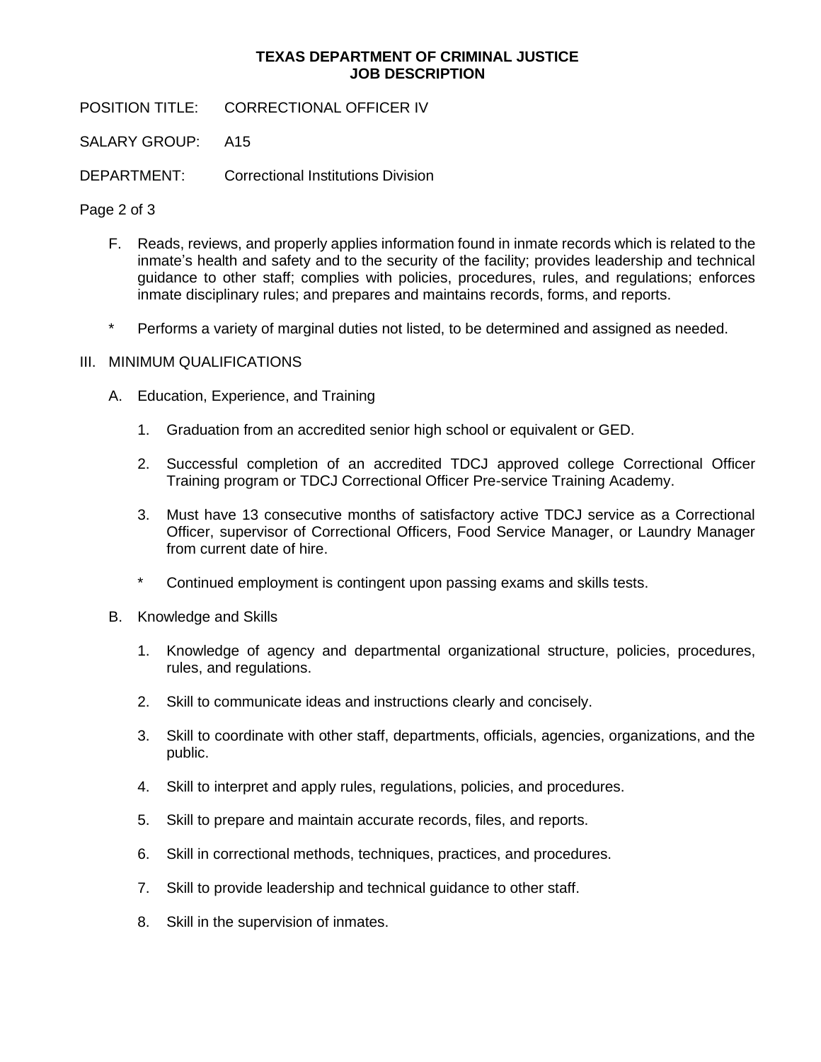**TEXAS DEPARTMENT OF CRIMINAL JUSTICE**
**JOB DESCRIPTION**

POSITION TITLE: CORRECTIONAL OFFICER IV

SALARY GROUP: A15

DEPARTMENT: Correctional Institutions Division

F. Reads, reviews, and properly applies information found in inmate records which is related to the inmate's health and safety and to the security of the facility; provides leadership and technical guidance to other staff; complies with policies, procedures, rules, and regulations; enforces inmate disciplinary rules; and prepares and maintains records, forms, and reports.

\* Performs a variety of marginal duties not listed, to be determined and assigned as needed.

III. MINIMUM QUALIFICATIONS

A. Education, Experience, and Training

1. Graduation from an accredited senior high school or equivalent or GED.

2. Successful completion of an accredited TDCJ approved college Correctional Officer Training program or TDCJ Correctional Officer Pre-service Training Academy.

3. Must have 13 consecutive months of satisfactory active TDCJ service as a Correctional Officer, supervisor of Correctional Officers, Food Service Manager, or Laundry Manager from current date of hire.

\* Continued employment is contingent upon passing exams and skills tests.

B. Knowledge and Skills

1. Knowledge of agency and departmental organizational structure, policies, procedures, rules, and regulations.

2. Skill to communicate ideas and instructions clearly and concisely.

3. Skill to coordinate with other staff, departments, officials, agencies, organizations, and the public.

4. Skill to interpret and apply rules, regulations, policies, and procedures.

5. Skill to prepare and maintain accurate records, files, and reports.

6. Skill in correctional methods, techniques, practices, and procedures.

7. Skill to provide leadership and technical guidance to other staff.

8. Skill in the supervision of inmates.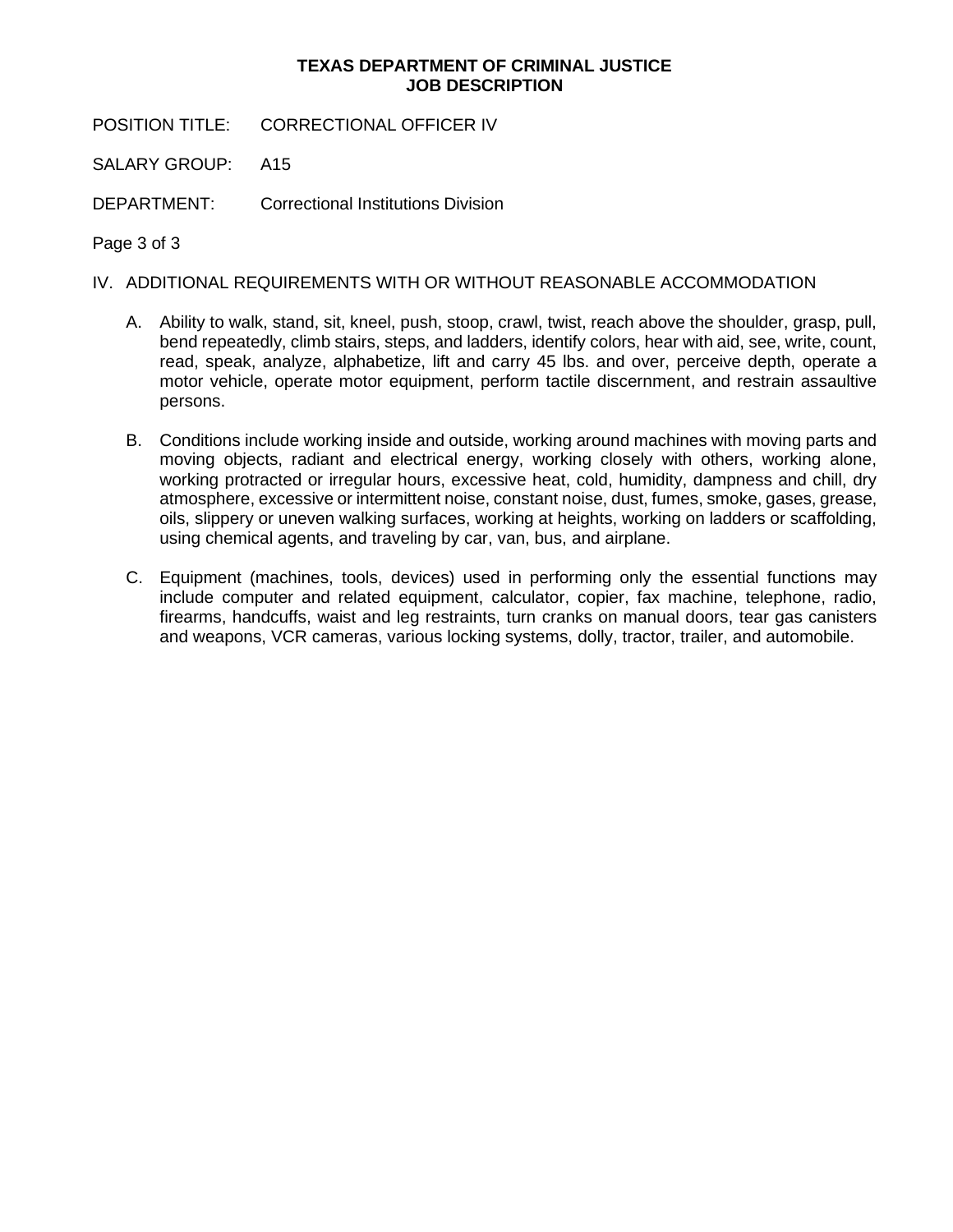**TEXAS DEPARTMENT OF CRIMINAL JUSTICE**
**JOB DESCRIPTION**

POSITION TITLE: CORRECTIONAL OFFICER IV

SALARY GROUP: A15

DEPARTMENT: Correctional Institutions Division

IV. ADDITIONAL REQUIREMENTS WITH OR WITHOUT REASONABLE ACCOMMODATION

A. Ability to walk, stand, sit, kneel, push, stoop, crawl, twist, reach above the shoulder, grasp, pull, bend repeatedly, climb stairs, steps, and ladders, identify colors, hear with aid, see, write, count, read, speak, analyze, alphabetize, lift and carry 45 lbs. and over, perceive depth, operate a motor vehicle, operate motor equipment, perform tactile discernment, and restrain assaultive persons.

B. Conditions include working inside and outside, working around machines with moving parts and moving objects, radiant and electrical energy, working closely with others, working alone, working protracted or irregular hours, excessive heat, cold, humidity, dampness and chill, dry atmosphere, excessive or intermittent noise, constant noise, dust, fumes, smoke, gases, grease, oils, slippery or uneven walking surfaces, working at heights, working on ladders or scaffolding, using chemical agents, and traveling by car, van, bus, and airplane.

C. Equipment (machines, tools, devices) used in performing only the essential functions may include computer and related equipment, calculator, copier, fax machine, telephone, radio, firearms, handcuffs, waist and leg restraints, turn cranks on manual doors, tear gas canisters and weapons, VCR cameras, various locking systems, dolly, tractor, trailer, and automobile.